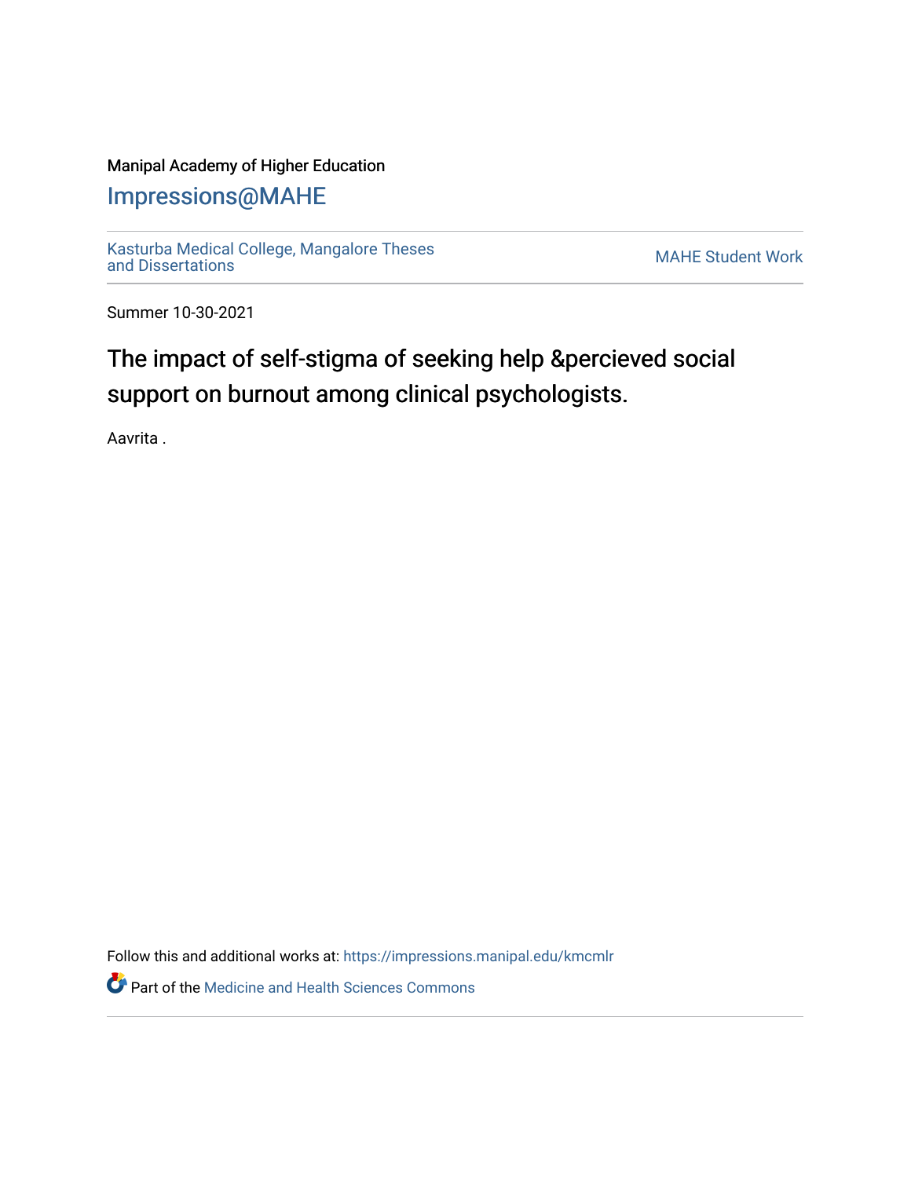Manipal Academy of Higher Education

# Impressions@MAHE

Kasturba Medical College, Mangalore Theses and Dissertations

MAHE Student Work

Summer 10-30-2021

## The impact of self-stigma of seeking help &percieved social support on burnout among clinical psychologists.

Aavrita .

Follow this and additional works at: https://impressions.manipal.edu/kmcmlr

Part of the Medicine and Health Sciences Commons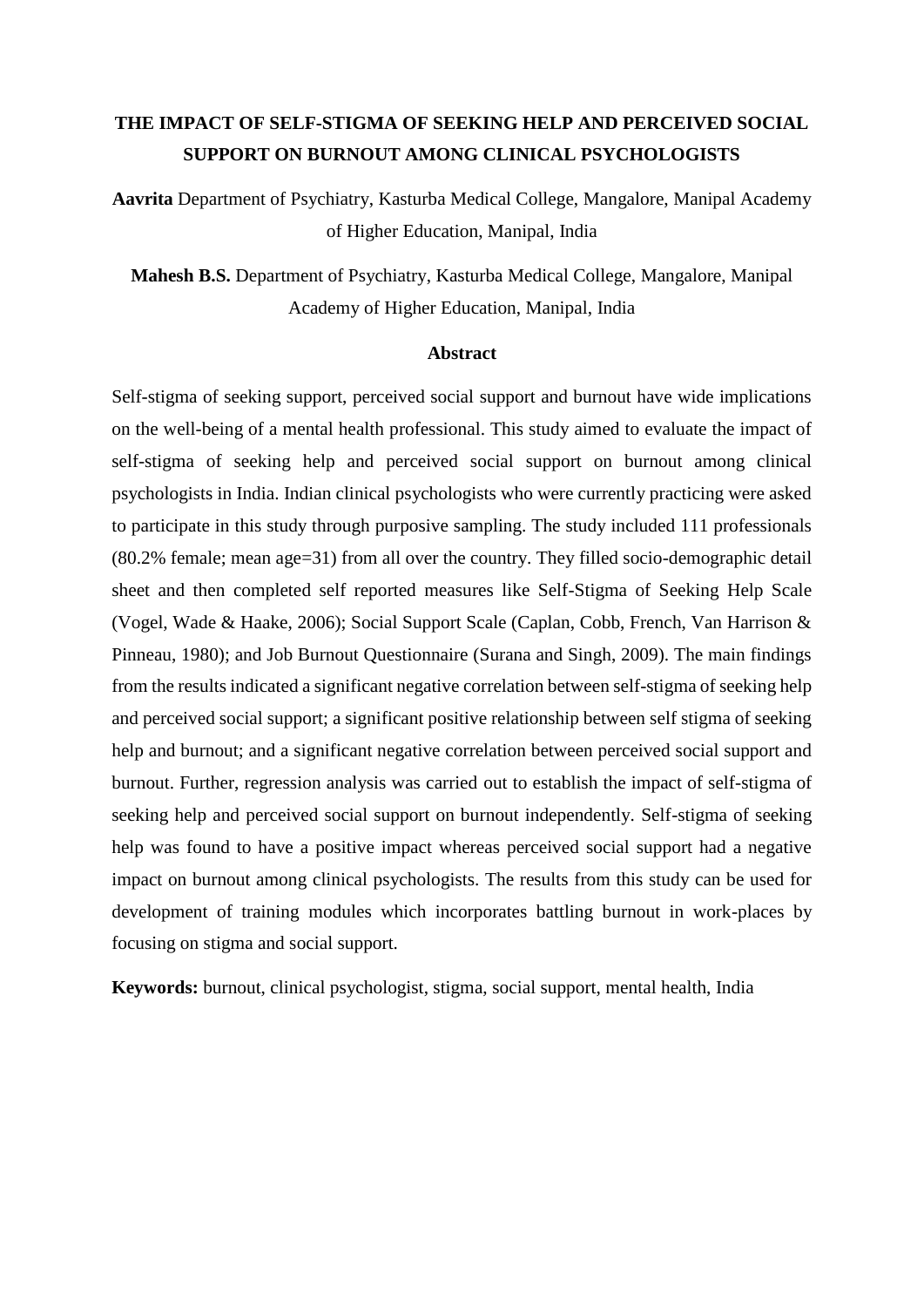# THE IMPACT OF SELF-STIGMA OF SEEKING HELP AND PERCEIVED SOCIAL SUPPORT ON BURNOUT AMONG CLINICAL PSYCHOLOGISTS

**Aavrita** Department of Psychiatry, Kasturba Medical College, Mangalore, Manipal Academy of Higher Education, Manipal, India

**Mahesh B.S.** Department of Psychiatry, Kasturba Medical College, Mangalore, Manipal Academy of Higher Education, Manipal, India

## Abstract

Self-stigma of seeking support, perceived social support and burnout have wide implications on the well-being of a mental health professional. This study aimed to evaluate the impact of self-stigma of seeking help and perceived social support on burnout among clinical psychologists in India. Indian clinical psychologists who were currently practicing were asked to participate in this study through purposive sampling. The study included 111 professionals (80.2% female; mean age=31) from all over the country. They filled socio-demographic detail sheet and then completed self reported measures like Self-Stigma of Seeking Help Scale (Vogel, Wade & Haake, 2006); Social Support Scale (Caplan, Cobb, French, Van Harrison & Pinneau, 1980); and Job Burnout Questionnaire (Surana and Singh, 2009). The main findings from the results indicated a significant negative correlation between self-stigma of seeking help and perceived social support; a significant positive relationship between self stigma of seeking help and burnout; and a significant negative correlation between perceived social support and burnout. Further, regression analysis was carried out to establish the impact of self-stigma of seeking help and perceived social support on burnout independently. Self-stigma of seeking help was found to have a positive impact whereas perceived social support had a negative impact on burnout among clinical psychologists. The results from this study can be used for development of training modules which incorporates battling burnout in work-places by focusing on stigma and social support.

**Keywords:** burnout, clinical psychologist, stigma, social support, mental health, India